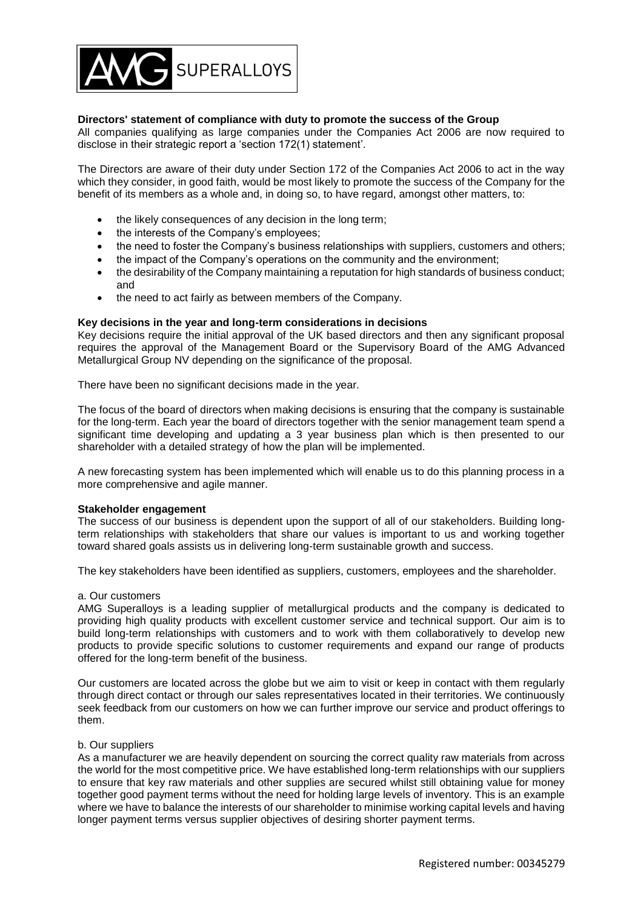**Directors' statement of compliance with duty to promote the success of the Group**

All companies qualifying as large companies under the Companies Act 2006 are now required to disclose in their strategic report a 'section 172(1) statement'.

The Directors are aware of their duty under Section 172 of the Companies Act 2006 to act in the way which they consider, in good faith, would be most likely to promote the success of the Company for the benefit of its members as a whole and, in doing so, to have regard, amongst other matters, to:

- the likely consequences of any decision in the long term;
- the interests of the Company's employees;
- the need to foster the Company's business relationships with suppliers, customers and others;
- the impact of the Company's operations on the community and the environment;
- the desirability of the Company maintaining a reputation for high standards of business conduct; and
- the need to act fairly as between members of the Company.

**Key decisions in the year and long-term considerations in decisions**

Key decisions require the initial approval of the UK based directors and then any significant proposal requires the approval of the Management Board or the Supervisory Board of the AMG Advanced Metallurgical Group NV depending on the significance of the proposal.

There have been no significant decisions made in the year.

The focus of the board of directors when making decisions is ensuring that the company is sustainable for the long-term. Each year the board of directors together with the senior management team spend a significant time developing and updating a 3 year business plan which is then presented to our shareholder with a detailed strategy of how the plan will be implemented.

A new forecasting system has been implemented which will enable us to do this planning process in a more comprehensive and agile manner.

**Stakeholder engagement**

The success of our business is dependent upon the support of all of our stakeholders. Building long-term relationships with stakeholders that share our values is important to us and working together toward shared goals assists us in delivering long-term sustainable growth and success.

The key stakeholders have been identified as suppliers, customers, employees and the shareholder.

a. Our customers

AMG Superalloys is a leading supplier of metallurgical products and the company is dedicated to providing high quality products with excellent customer service and technical support. Our aim is to build long-term relationships with customers and to work with them collaboratively to develop new products to provide specific solutions to customer requirements and expand our range of products offered for the long-term benefit of the business.

Our customers are located across the globe but we aim to visit or keep in contact with them regularly through direct contact or through our sales representatives located in their territories. We continuously seek feedback from our customers on how we can further improve our service and product offerings to them.

b. Our suppliers

As a manufacturer we are heavily dependent on sourcing the correct quality raw materials from across the world for the most competitive price. We have established long-term relationships with our suppliers to ensure that key raw materials and other supplies are secured whilst still obtaining value for money together good payment terms without the need for holding large levels of inventory. This is an example where we have to balance the interests of our shareholder to minimise working capital levels and having longer payment terms versus supplier objectives of desiring shorter payment terms.

Registered number: 00345279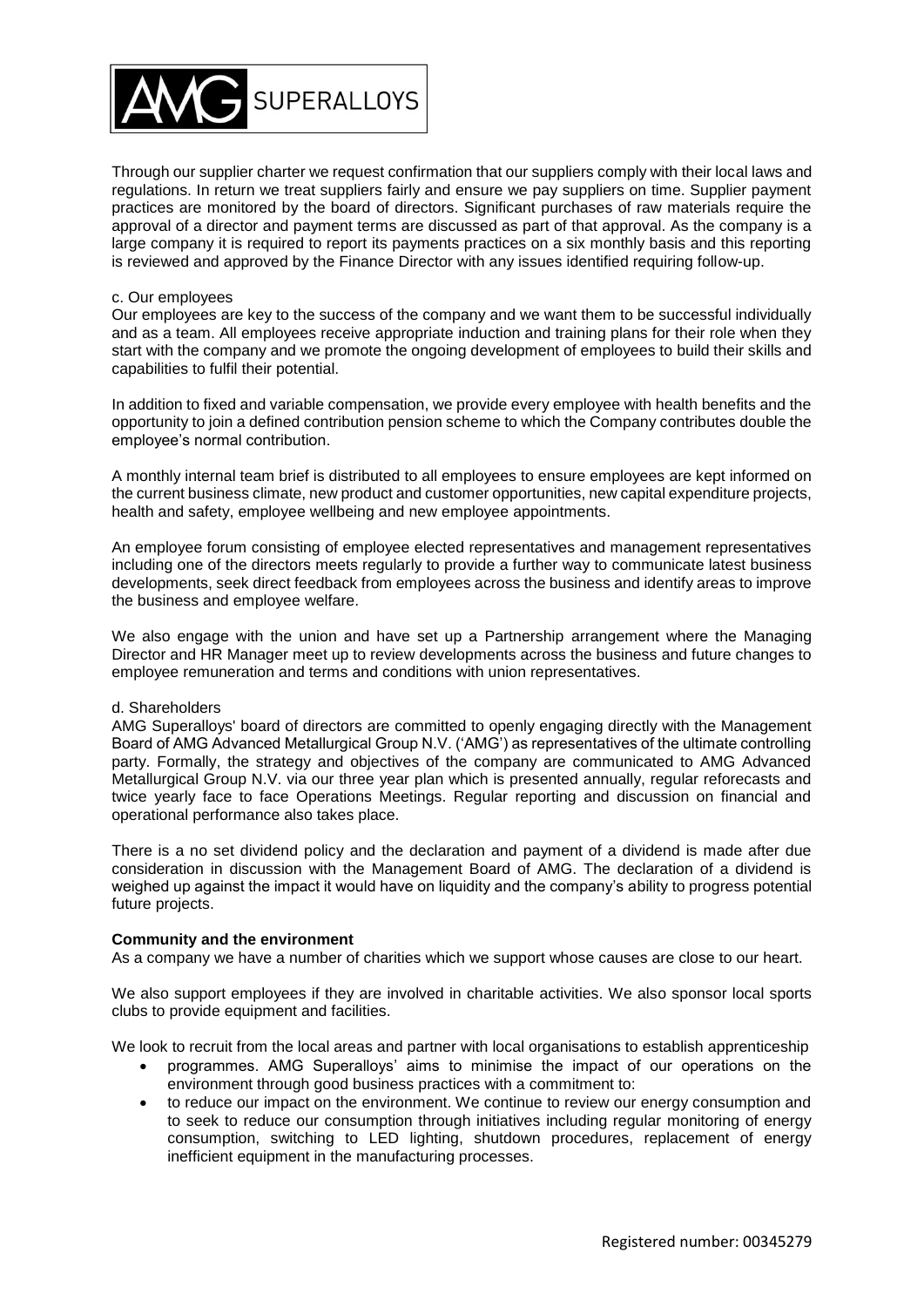Through our supplier charter we request confirmation that our suppliers comply with their local laws and regulations. In return we treat suppliers fairly and ensure we pay suppliers on time. Supplier payment practices are monitored by the board of directors. Significant purchases of raw materials require the approval of a director and payment terms are discussed as part of that approval. As the company is a large company it is required to report its payments practices on a six monthly basis and this reporting is reviewed and approved by the Finance Director with any issues identified requiring follow-up.

c. Our employees

Our employees are key to the success of the company and we want them to be successful individually and as a team. All employees receive appropriate induction and training plans for their role when they start with the company and we promote the ongoing development of employees to build their skills and capabilities to fulfil their potential.

In addition to fixed and variable compensation, we provide every employee with health benefits and the opportunity to join a defined contribution pension scheme to which the Company contributes double the employee's normal contribution.

A monthly internal team brief is distributed to all employees to ensure employees are kept informed on the current business climate, new product and customer opportunities, new capital expenditure projects, health and safety, employee wellbeing and new employee appointments.

An employee forum consisting of employee elected representatives and management representatives including one of the directors meets regularly to provide a further way to communicate latest business developments, seek direct feedback from employees across the business and identify areas to improve the business and employee welfare.

We also engage with the union and have set up a Partnership arrangement where the Managing Director and HR Manager meet up to review developments across the business and future changes to employee remuneration and terms and conditions with union representatives.

d. Shareholders

AMG Superalloys' board of directors are committed to openly engaging directly with the Management Board of AMG Advanced Metallurgical Group N.V. ('AMG') as representatives of the ultimate controlling party. Formally, the strategy and objectives of the company are communicated to AMG Advanced Metallurgical Group N.V. via our three year plan which is presented annually, regular reforecasts and twice yearly face to face Operations Meetings. Regular reporting and discussion on financial and operational performance also takes place.

There is a no set dividend policy and the declaration and payment of a dividend is made after due consideration in discussion with the Management Board of AMG. The declaration of a dividend is weighed up against the impact it would have on liquidity and the company's ability to progress potential future projects.

**Community and the environment**

As a company we have a number of charities which we support whose causes are close to our heart.

We also support employees if they are involved in charitable activities. We also sponsor local sports clubs to provide equipment and facilities.

We look to recruit from the local areas and partner with local organisations to establish apprenticeship

- programmes. AMG Superalloys' aims to minimise the impact of our operations on the environment through good business practices with a commitment to:
- to reduce our impact on the environment. We continue to review our energy consumption and to seek to reduce our consumption through initiatives including regular monitoring of energy consumption, switching to LED lighting, shutdown procedures, replacement of energy inefficient equipment in the manufacturing processes.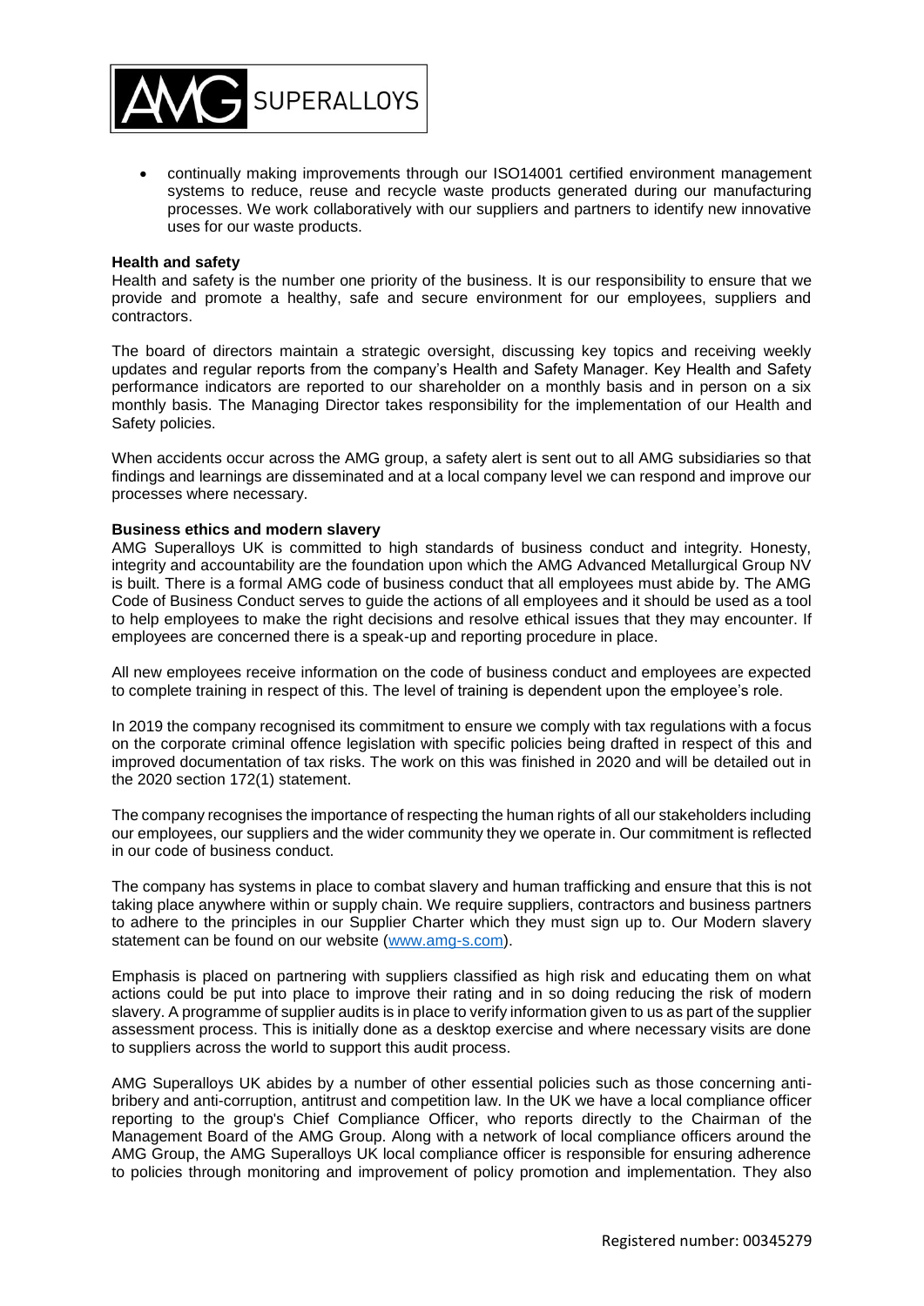- continually making improvements through our ISO14001 certified environment management systems to reduce, reuse and recycle waste products generated during our manufacturing processes. We work collaboratively with our suppliers and partners to identify new innovative uses for our waste products.

**Health and safety**

Health and safety is the number one priority of the business. It is our responsibility to ensure that we provide and promote a healthy, safe and secure environment for our employees, suppliers and contractors.

The board of directors maintain a strategic oversight, discussing key topics and receiving weekly updates and regular reports from the company's Health and Safety Manager. Key Health and Safety performance indicators are reported to our shareholder on a monthly basis and in person on a six monthly basis. The Managing Director takes responsibility for the implementation of our Health and Safety policies.

When accidents occur across the AMG group, a safety alert is sent out to all AMG subsidiaries so that findings and learnings are disseminated and at a local company level we can respond and improve our processes where necessary.

**Business ethics and modern slavery**

AMG Superalloys UK is committed to high standards of business conduct and integrity. Honesty, integrity and accountability are the foundation upon which the AMG Advanced Metallurgical Group NV is built. There is a formal AMG code of business conduct that all employees must abide by. The AMG Code of Business Conduct serves to guide the actions of all employees and it should be used as a tool to help employees to make the right decisions and resolve ethical issues that they may encounter. If employees are concerned there is a speak-up and reporting procedure in place.

All new employees receive information on the code of business conduct and employees are expected to complete training in respect of this. The level of training is dependent upon the employee's role.

In 2019 the company recognised its commitment to ensure we comply with tax regulations with a focus on the corporate criminal offence legislation with specific policies being drafted in respect of this and improved documentation of tax risks. The work on this was finished in 2020 and will be detailed out in the 2020 section 172(1) statement.

The company recognises the importance of respecting the human rights of all our stakeholders including our employees, our suppliers and the wider community they we operate in. Our commitment is reflected in our code of business conduct.

The company has systems in place to combat slavery and human trafficking and ensure that this is not taking place anywhere within or supply chain. We require suppliers, contractors and business partners to adhere to the principles in our Supplier Charter which they must sign up to. Our Modern slavery statement can be found on our website (www.amg-s.com).

Emphasis is placed on partnering with suppliers classified as high risk and educating them on what actions could be put into place to improve their rating and in so doing reducing the risk of modern slavery. A programme of supplier audits is in place to verify information given to us as part of the supplier assessment process. This is initially done as a desktop exercise and where necessary visits are done to suppliers across the world to support this audit process.

AMG Superalloys UK abides by a number of other essential policies such as those concerning anti-bribery and anti-corruption, antitrust and competition law. In the UK we have a local compliance officer reporting to the group's Chief Compliance Officer, who reports directly to the Chairman of the Management Board of the AMG Group. Along with a network of local compliance officers around the AMG Group, the AMG Superalloys UK local compliance officer is responsible for ensuring adherence to policies through monitoring and improvement of policy promotion and implementation. They also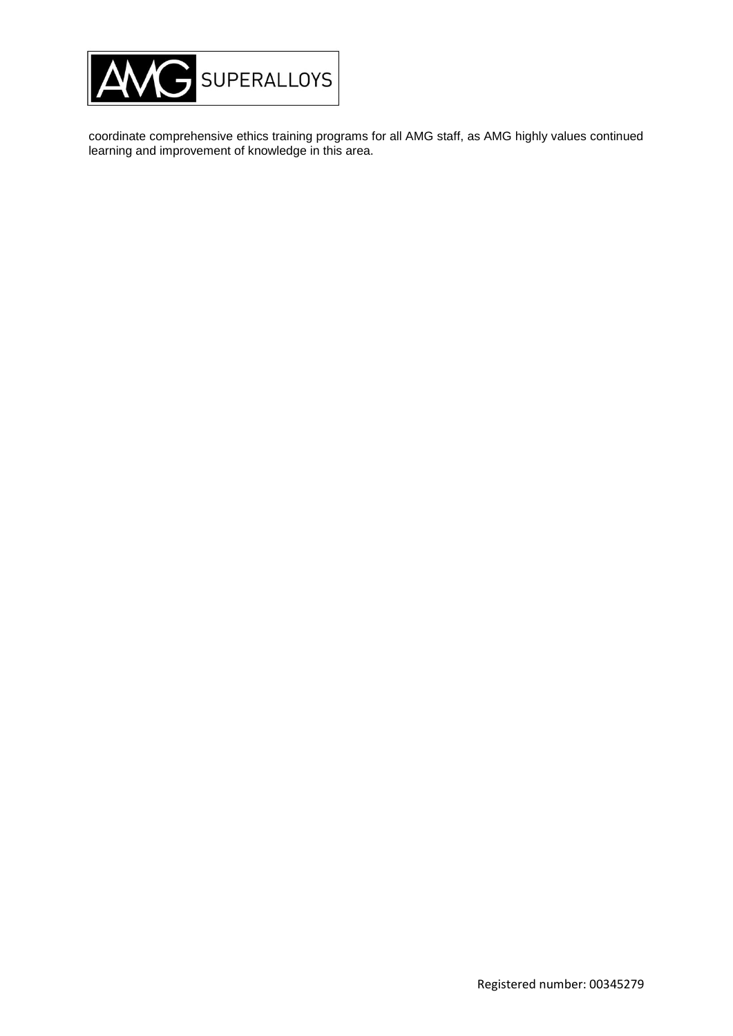coordinate comprehensive ethics training programs for all AMG staff, as AMG highly values continued learning and improvement of knowledge in this area.